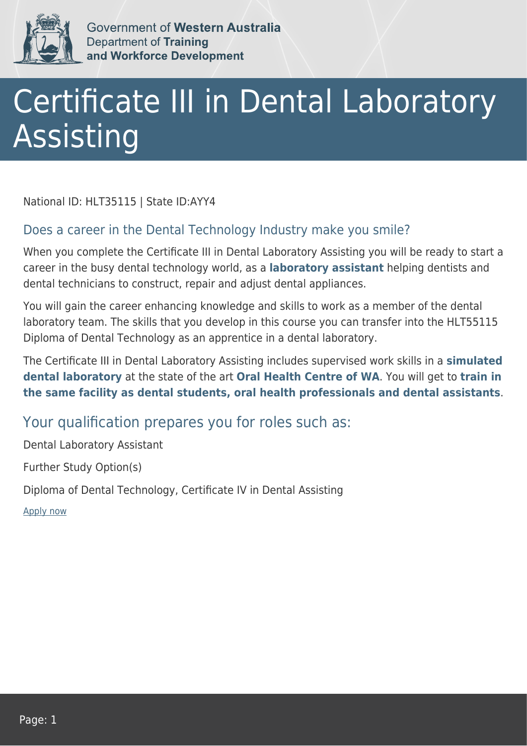Government of **Western Australia**
Department of **Training and Workforce Development**

# Certificate III in Dental Laboratory Assisting

National ID: HLT35115 | State ID:AYY4

## Does a career in the Dental Technology Industry make you smile?

When you complete the Certificate III in Dental Laboratory Assisting you will be ready to start a career in the busy dental technology world, as a **laboratory assistant** helping dentists and dental technicians to construct, repair and adjust dental appliances.

You will gain the career enhancing knowledge and skills to work as a member of the dental laboratory team. The skills that you develop in this course you can transfer into the HLT55115 Diploma of Dental Technology as an apprentice in a dental laboratory.

The Certificate III in Dental Laboratory Assisting includes supervised work skills in a **simulated dental laboratory** at the state of the art **Oral Health Centre of WA**. You will get to **train in the same facility as dental students, oral health professionals and dental assistants**.

## Your qualification prepares you for roles such as:

Dental Laboratory Assistant

Further Study Option(s)

Diploma of Dental Technology, Certificate IV in Dental Assisting

Apply now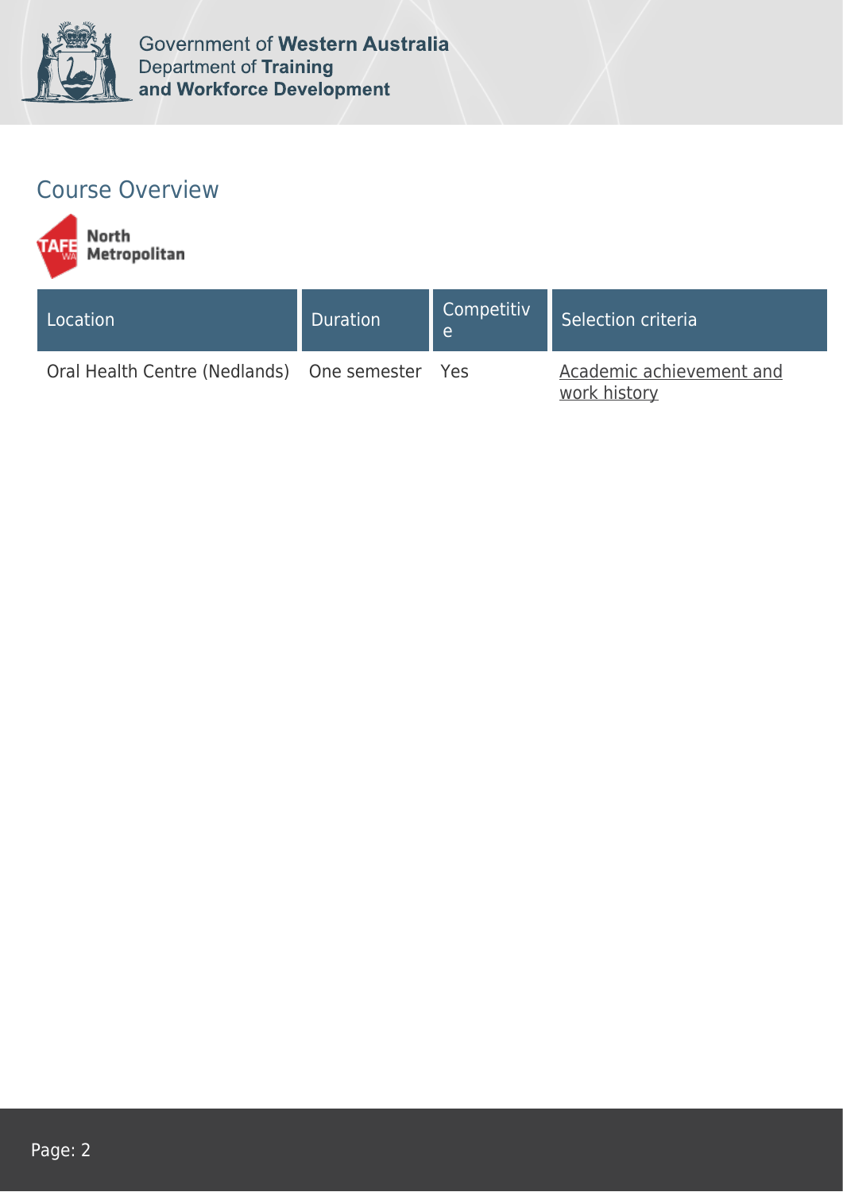## Course Overview

North Metropolitan

| Location | Duration | Competitive | Selection criteria |
|---|---|---|---|
| Oral Health Centre (Nedlands) | One semester | Yes | Academic achievement and work history |